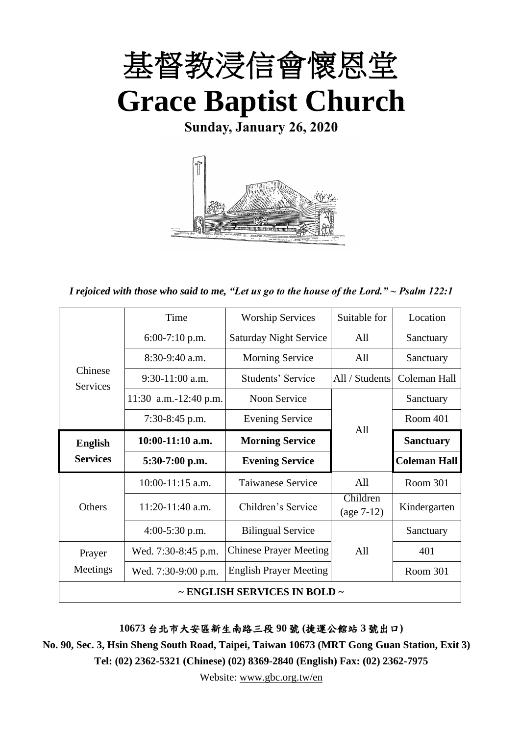# 基督教浸信會懷恩堂

# Grace Baptist Church

**Sunday, January 26, 2020**

*I rejoiced with those who said to me, "Let us go to the house of the Lord." ~ Psalm 122:1*

| | Time | Worship Services | Suitable for | Location |
|---|---|---|---|---|
| Chinese Services | 6:00-7:10 p.m. | Saturday Night Service | All | Sanctuary |
| | 8:30-9:40 a.m. | Morning Service | All | Sanctuary |
| | 9:30-11:00 a.m. | Students' Service | All / Students | Coleman Hall |
| | 11:30 a.m.-12:40 p.m. | Noon Service | All | Sanctuary |
| | 7:30-8:45 p.m. | Evening Service | | Room 401 |
| **English Services** | **10:00-11:10 a.m.** | **Morning Service** | | **Sanctuary** |
| | **5:30-7:00 p.m.** | **Evening Service** | | **Coleman Hall** |
| Others | 10:00-11:15 a.m. | Taiwanese Service | All | Room 301 |
| | 11:20-11:40 a.m. | Children's Service | Children (age 7-12) | Kindergarten |
| | 4:00-5:30 p.m. | Bilingual Service | All | Sanctuary |
| Prayer Meetings | Wed. 7:30-8:45 p.m. | Chinese Prayer Meeting | | 401 |
| | Wed. 7:30-9:00 p.m. | English Prayer Meeting | | Room 301 |
| **~ ENGLISH SERVICES IN BOLD ~** | | | | |

**10673 台北市大安區新生南路三段 90 號 (捷運公館站 3 號出口)**

**No. 90, Sec. 3, Hsin Sheng South Road, Taipei, Taiwan 10673 (MRT Gong Guan Station, Exit 3)**

**Tel: (02) 2362-5321 (Chinese) (02) 8369-2840 (English) Fax: (02) 2362-7975**

Website: www.gbc.org.tw/en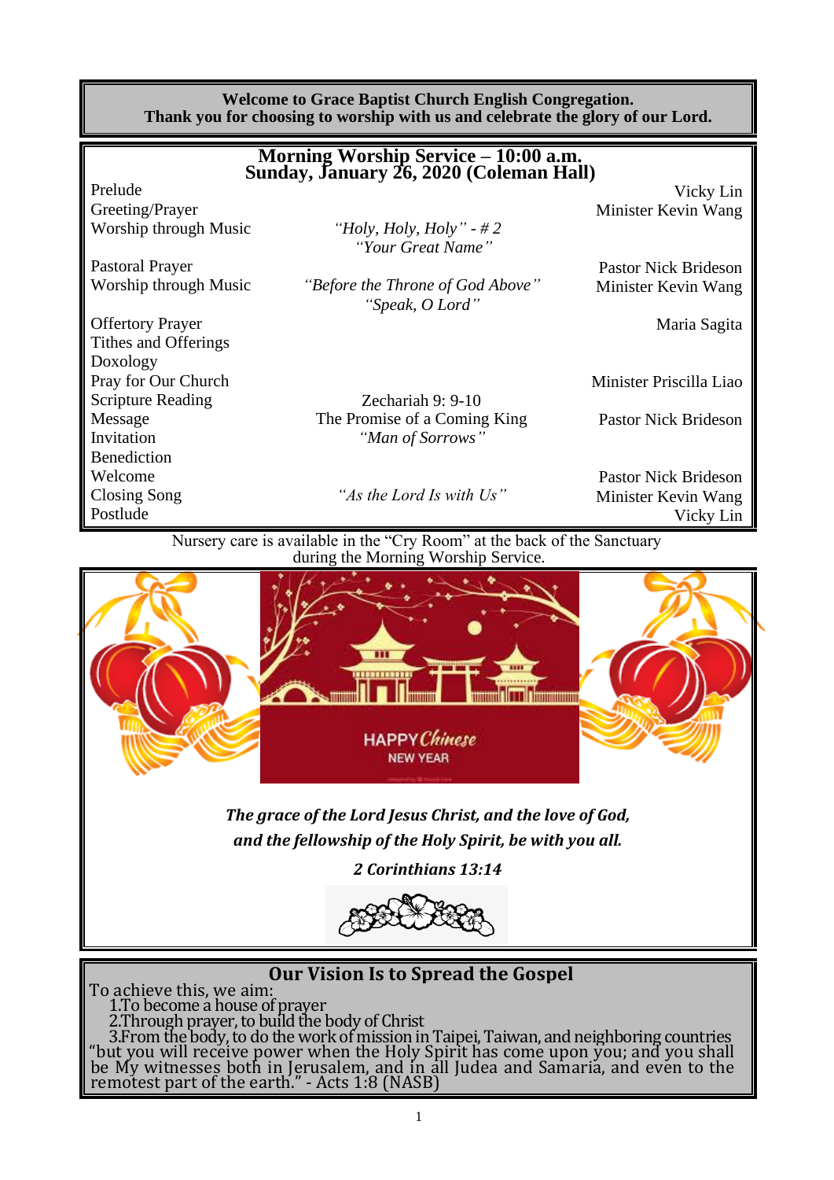**Welcome to Grace Baptist Church English Congregation.**
**Thank you for choosing to worship with us and celebrate the glory of our Lord.**

## Morning Worship Service – 10:00 a.m.
## Sunday, January 26, 2020 (Coleman Hall)

| | | |
|---|---|---|
| Prelude | | Vicky Lin |
| Greeting/Prayer | | Minister Kevin Wang |
| Worship through Music | *"Holy, Holy, Holy" - # 2*<br>*"Your Great Name"* | |
| Pastoral Prayer | | Pastor Nick Brideson |
| Worship through Music | *"Before the Throne of God Above"*<br>*"Speak, O Lord"* | Minister Kevin Wang |
| Offertory Prayer | | Maria Sagita |
| Tithes and Offerings | | |
| Doxology | | |
| Pray for Our Church | | Minister Priscilla Liao |
| Scripture Reading | Zechariah 9: 9-10 | |
| Message | The Promise of a Coming King | Pastor Nick Brideson |
| Invitation | *"Man of Sorrows"* | |
| Benediction | | |
| Welcome | | Pastor Nick Brideson |
| Closing Song | *"As the Lord Is with Us"* | Minister Kevin Wang |
| Postlude | | Vicky Lin |

Nursery care is available in the "Cry Room" at the back of the Sanctuary during the Morning Worship Service.

HAPPY *Chinese* NEW YEAR

***The grace of the Lord Jesus Christ, and the love of God, and the fellowship of the Holy Spirit, be with you all.***

***2 Corinthians 13:14***

## Our Vision Is to Spread the Gospel

To achieve this, we aim:

1. To become a house of prayer
2. Through prayer, to build the body of Christ
3. From the body, to do the work of mission in Taipei, Taiwan, and neighboring countries

"but you will receive power when the Holy Spirit has come upon you; and you shall be My witnesses both in Jerusalem, and in all Judea and Samaria, and even to the remotest part of the earth." - Acts 1:8 (NASB)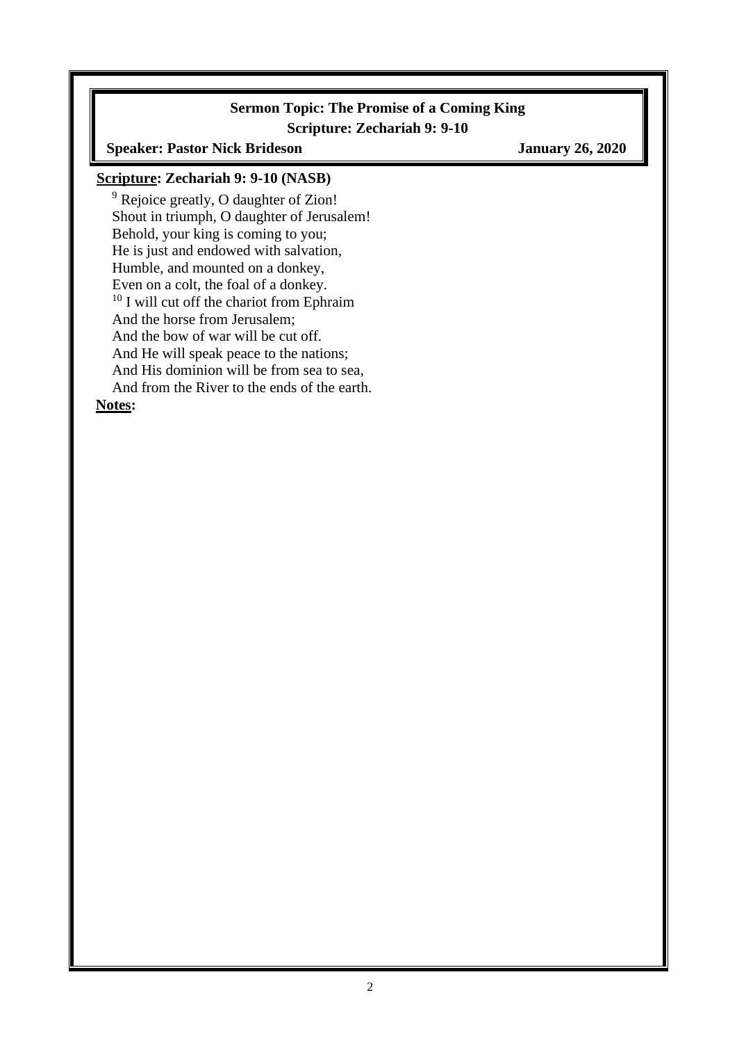**Sermon Topic: The Promise of a Coming King**

**Scripture: Zechariah 9: 9-10**

**Speaker: Pastor Nick Brideson** **January 26, 2020**

**Scripture: Zechariah 9: 9-10 (NASB)**

[9] Rejoice greatly, O daughter of Zion!
Shout in triumph, O daughter of Jerusalem!
Behold, your king is coming to you;
He is just and endowed with salvation,
Humble, and mounted on a donkey,
Even on a colt, the foal of a donkey.
[10] I will cut off the chariot from Ephraim
And the horse from Jerusalem;
And the bow of war will be cut off.
And He will speak peace to the nations;
And His dominion will be from sea to sea,
And from the River to the ends of the earth.

**Notes:**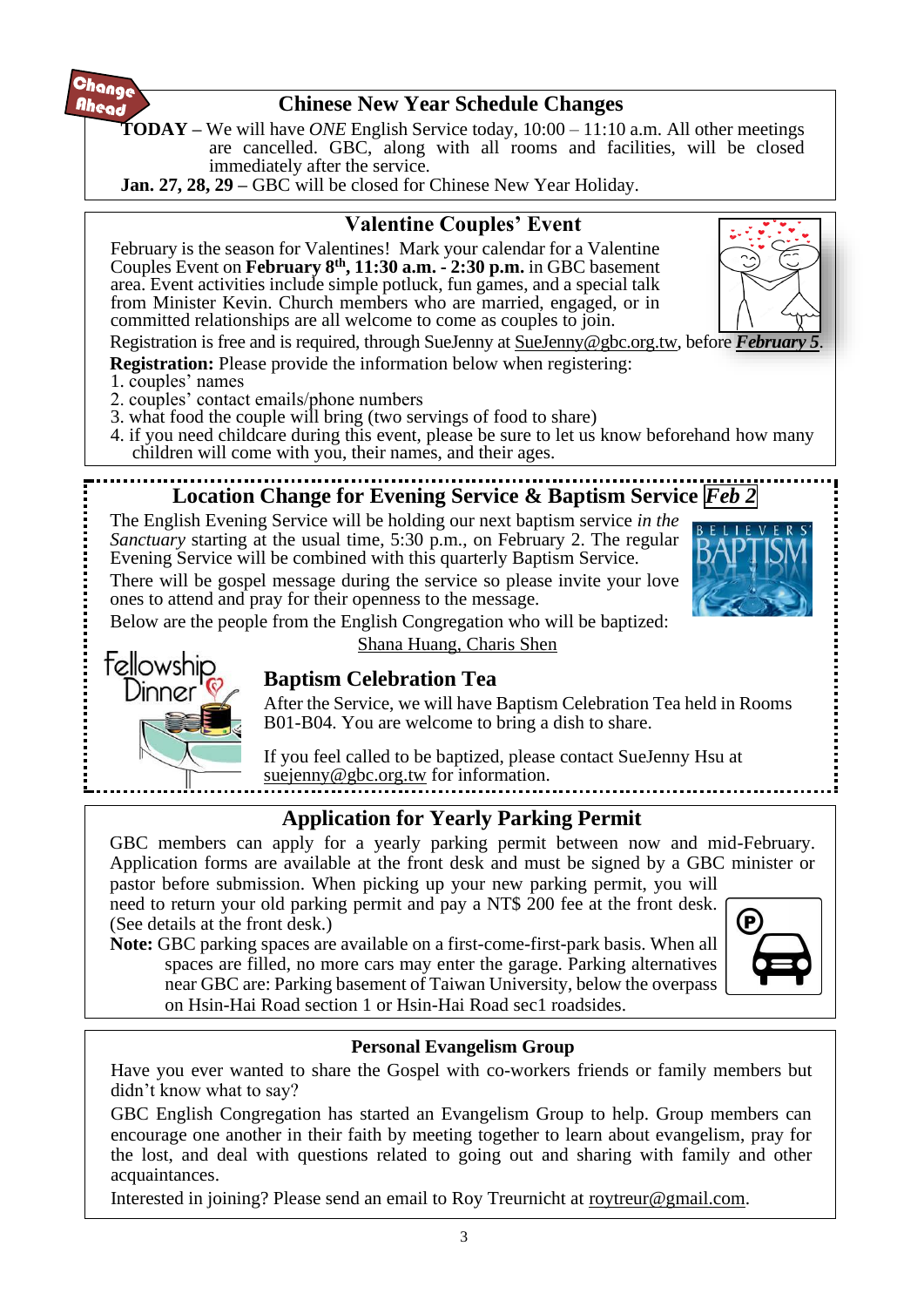## Chinese New Year Schedule Changes

**TODAY –** We will have *ONE* English Service today, 10:00 – 11:10 a.m. All other meetings are cancelled. GBC, along with all rooms and facilities, will be closed immediately after the service.

**Jan. 27, 28, 29 –** GBC will be closed for Chinese New Year Holiday.

## Valentine Couples' Event

February is the season for Valentines! Mark your calendar for a Valentine Couples Event on **February 8th, 11:30 a.m. - 2:30 p.m.** in GBC basement area. Event activities include simple potluck, fun games, and a special talk from Minister Kevin. Church members who are married, engaged, or in committed relationships are all welcome to come as couples to join.

Registration is free and is required, through SueJenny at SueJenny@gbc.org.tw, before ***February 5***.

**Registration:** Please provide the information below when registering:

1. couples' names
2. couples' contact emails/phone numbers
3. what food the couple will bring (two servings of food to share)
4. if you need childcare during this event, please be sure to let us know beforehand how many children will come with you, their names, and their ages.

## Location Change for Evening Service & Baptism Service *Feb 2*

The English Evening Service will be holding our next baptism service *in the Sanctuary* starting at the usual time, 5:30 p.m., on February 2. The regular Evening Service will be combined with this quarterly Baptism Service.

There will be gospel message during the service so please invite your love ones to attend and pray for their openness to the message.

Below are the people from the English Congregation who will be baptized:

Shana Huang, Charis Shen

### Baptism Celebration Tea

After the Service, we will have Baptism Celebration Tea held in Rooms B01-B04. You are welcome to bring a dish to share.

If you feel called to be baptized, please contact SueJenny Hsu at suejenny@gbc.org.tw for information.

## Application for Yearly Parking Permit

GBC members can apply for a yearly parking permit between now and mid-February. Application forms are available at the front desk and must be signed by a GBC minister or pastor before submission. When picking up your new parking permit, you will need to return your old parking permit and pay a NT$ 200 fee at the front desk. (See details at the front desk.)

**Note:** GBC parking spaces are available on a first-come-first-park basis. When all spaces are filled, no more cars may enter the garage. Parking alternatives near GBC are: Parking basement of Taiwan University, below the overpass on Hsin-Hai Road section 1 or Hsin-Hai Road sec1 roadsides.

### Personal Evangelism Group

Have you ever wanted to share the Gospel with co-workers friends or family members but didn't know what to say?

GBC English Congregation has started an Evangelism Group to help. Group members can encourage one another in their faith by meeting together to learn about evangelism, pray for the lost, and deal with questions related to going out and sharing with family and other acquaintances.

Interested in joining? Please send an email to Roy Treurnicht at roytreur@gmail.com.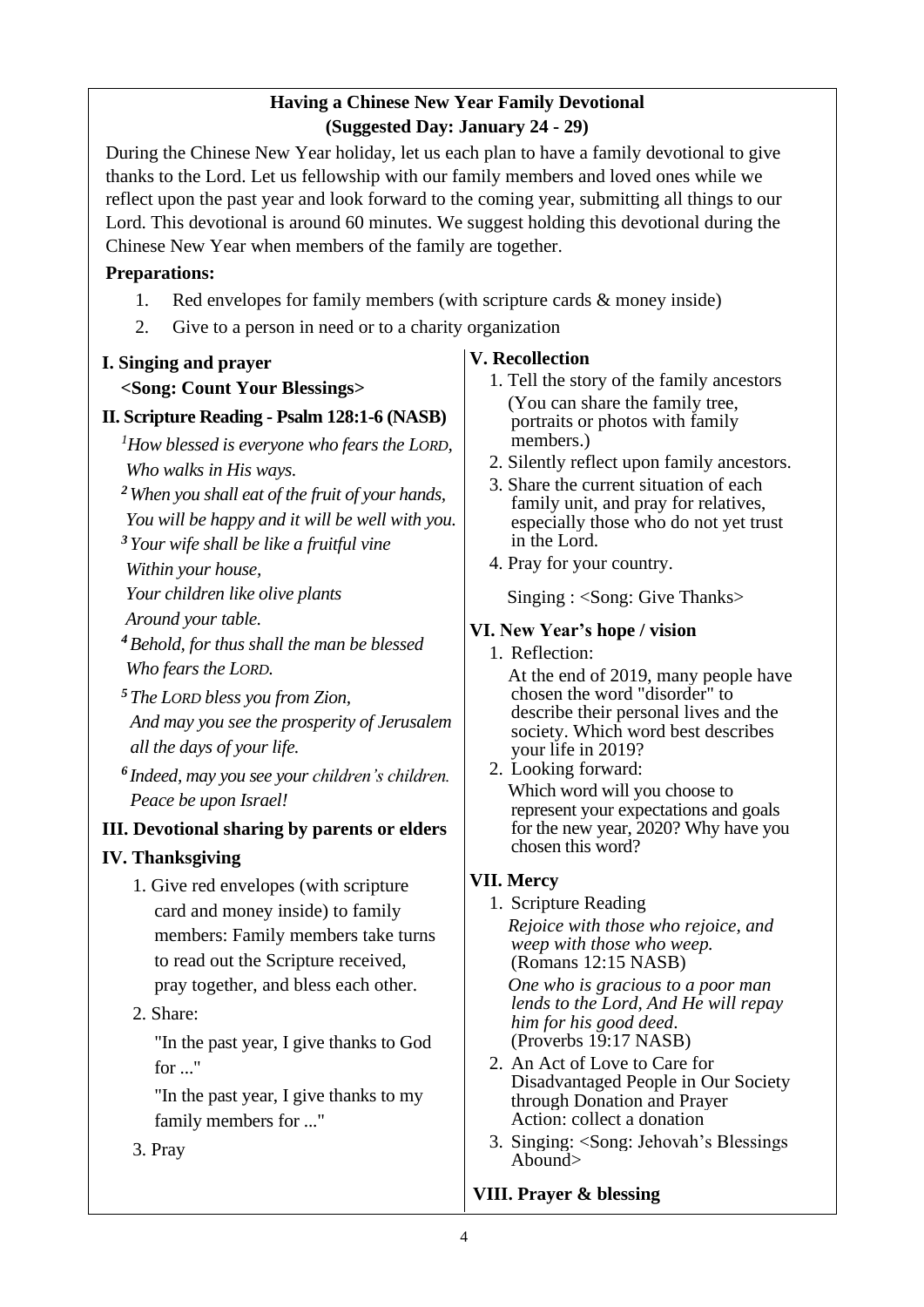## Having a Chinese New Year Family Devotional
## (Suggested Day: January 24 - 29)

During the Chinese New Year holiday, let us each plan to have a family devotional to give thanks to the Lord. Let us fellowship with our family members and loved ones while we reflect upon the past year and look forward to the coming year, submitting all things to our Lord. This devotional is around 60 minutes. We suggest holding this devotional during the Chinese New Year when members of the family are together.

**Preparations:**

1. Red envelopes for family members (with scripture cards & money inside)
2. Give to a person in need or to a charity organization

### I. Singing and prayer

**<Song: Count Your Blessings>**

### II. Scripture Reading - Psalm 128:1-6 (NASB)

*[1] How blessed is everyone who fears the LORD,*
*Who walks in His ways.*
*[2] When you shall eat of the fruit of your hands,*
*You will be happy and it will be well with you.*
*[3] Your wife shall be like a fruitful vine*
*Within your house,*
*Your children like olive plants*
*Around your table.*
*[4] Behold, for thus shall the man be blessed*
*Who fears the LORD.*
*[5] The LORD bless you from Zion,*
*And may you see the prosperity of Jerusalem all the days of your life.*
*[6] Indeed, may you see your children's children.*
*Peace be upon Israel!*

### III. Devotional sharing by parents or elders

### IV. Thanksgiving

1. Give red envelopes (with scripture card and money inside) to family members: Family members take turns to read out the Scripture received, pray together, and bless each other.
2. Share:

   "In the past year, I give thanks to God for ..."

   "In the past year, I give thanks to my family members for ..."
3. Pray

### V. Recollection

1. Tell the story of the family ancestors (You can share the family tree, portraits or photos with family members.)
2. Silently reflect upon family ancestors.
3. Share the current situation of each family unit, and pray for relatives, especially those who do not yet trust in the Lord.
4. Pray for your country.

   Singing : <Song: Give Thanks>

### VI. New Year's hope / vision

1. Reflection:

   At the end of 2019, many people have chosen the word "disorder" to describe their personal lives and the society. Which word best describes your life in 2019?
2. Looking forward:

   Which word will you choose to represent your expectations and goals for the new year, 2020? Why have you chosen this word?

### VII. Mercy

1. Scripture Reading

   *Rejoice with those who rejoice, and weep with those who weep.*
   (Romans 12:15 NASB)

   *One who is gracious to a poor man lends to the Lord, And He will repay him for his good deed.*
   (Proverbs 19:17 NASB)
2. An Act of Love to Care for Disadvantaged People in Our Society through Donation and Prayer

   Action: collect a donation
3. Singing: <Song: Jehovah's Blessings Abound>

### VIII. Prayer & blessing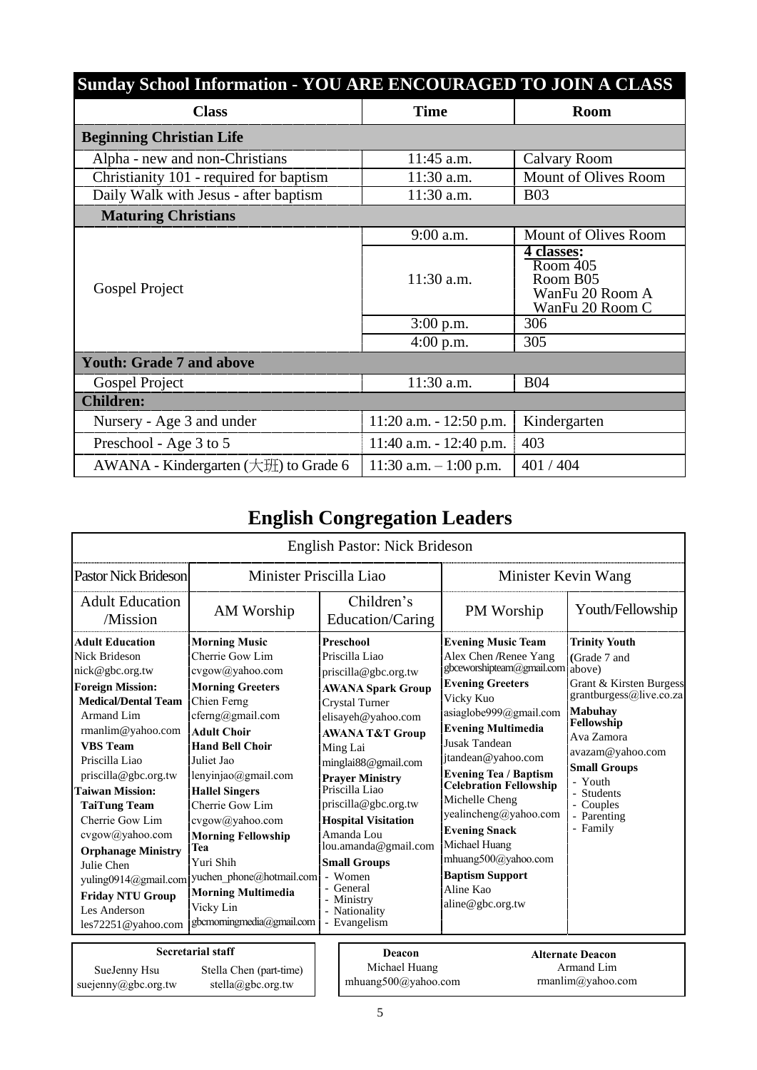## Sunday School Information - YOU ARE ENCOURAGED TO JOIN A CLASS

| Class | Time | Room |
|---|---|---|
| **Beginning Christian Life** | | |
| Alpha - new and non-Christians | 11:45 a.m. | Calvary Room |
| Christianity 101 - required for baptism | 11:30 a.m. | Mount of Olives Room |
| Daily Walk with Jesus - after baptism | 11:30 a.m. | B03 |
| **Maturing Christians** | | |
| Gospel Project | 9:00 a.m. | Mount of Olives Room |
| | 11:30 a.m. | 4 classes: Room 405, Room B05, WanFu 20 Room A, WanFu 20 Room C |
| | 3:00 p.m. | 306 |
| | 4:00 p.m. | 305 |
| **Youth: Grade 7 and above** | | |
| Gospel Project | 11:30 a.m. | B04 |
| **Children:** | | |
| Nursery - Age 3 and under | 11:20 a.m. - 12:50 p.m. | Kindergarten |
| Preschool - Age 3 to 5 | 11:40 a.m. - 12:40 p.m. | 403 |
| AWANA - Kindergarten (大班) to Grade 6 | 11:30 a.m. – 1:00 p.m. | 401 / 404 |

## English Congregation Leaders

English Pastor: Nick Brideson

| Pastor Nick Brideson | Minister Priscilla Liao | | Minister Kevin Wang | |
|---|---|---|---|---|
| Adult Education /Mission | AM Worship | Children's Education/Caring | PM Worship | Youth/Fellowship |
| **Adult Education** Nick Brideson nick@gbc.org.tw **Foreign Mission:** **Medical/Dental Team** Armand Lim rmanlim@yahoo.com **VBS Team** Priscilla Liao priscilla@gbc.org.tw **Taiwan Mission:** **TaiTung Team** Cherrie Gow Lim cvgow@yahoo.com **Orphanage Ministry** Julie Chen yuling0914@gmail.com **Friday NTU Group** Les Anderson les72251@yahoo.com | **Morning Music** Cherrie Gow Lim cvgow@yahoo.com **Morning Greeters** Chien Ferng cferng@gmail.com **Adult Choir** **Hand Bell Choir** Juliet Jao lenyinjao@gmail.com **Hallel Singers** Cherrie Gow Lim cvgow@yahoo.com **Morning Fellowship Tea** Yuri Shih yuchen_phone@hotmail.com **Morning Multimedia** Vicky Lin gbcmorningmedia@gmail.com | **Preschool** Priscilla Liao priscilla@gbc.org.tw **AWANA Spark Group** Crystal Turner elisayeh@yahoo.com **AWANA T&T Group** Ming Lai minglai88@gmail.com **Prayer Ministry** Priscilla Liao priscilla@gbc.org.tw **Hospital Visitation** Amanda Lou lou.amanda@gmail.com **Small Groups** - Women - General - Ministry - Nationality - Evangelism | **Evening Music Team** Alex Chen /Renee Yang gbceworshipteam@gmail.com **Evening Greeters** Vicky Kuo asiaglobe999@gmail.com **Evening Multimedia** Jusak Tandean jtandean@yahoo.com **Evening Tea / Baptism Celebration Fellowship** Michelle Cheng yealincheng@yahoo.com **Evening Snack** Michael Huang mhuang500@yahoo.com **Baptism Support** Aline Kao aline@gbc.org.tw | **Trinity Youth** (Grade 7 and above) Grant & Kirsten Burgess grantburgess@live.co.za **Mabuhay Fellowship** Ava Zamora avazam@yahoo.com **Small Groups** - Youth - Students - Couples - Parenting - Family |

| Secretarial staff | |
|---|---|
| SueJenny Hsu suejenny@gbc.org.tw | Stella Chen (part-time) stella@gbc.org.tw |

| Deacon | Alternate Deacon |
|---|---|
| Michael Huang mhuang500@yahoo.com | Armand Lim rmanlim@yahoo.com |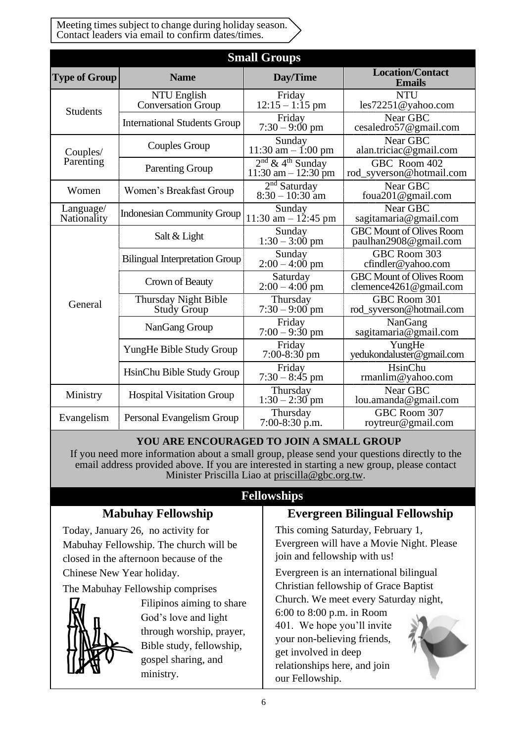Meeting times subject to change during holiday season.
Contact leaders via email to confirm dates/times.

## Small Groups

| Type of Group | Name | Day/Time | Location/Contact Emails |
|---|---|---|---|
| Students | NTU English Conversation Group | Friday 12:15 – 1:15 pm | NTU les72251@yahoo.com |
| | International Students Group | Friday 7:30 – 9:00 pm | Near GBC cesaledro57@gmail.com |
| Couples/ Parenting | Couples Group | Sunday 11:30 am – 1:00 pm | Near GBC alan.triciac@gmail.com |
| | Parenting Group | 2nd & 4th Sunday 11:30 am – 12:30 pm | GBC Room 402 rod_syverson@hotmail.com |
| Women | Women's Breakfast Group | 2nd Saturday 8:30 – 10:30 am | Near GBC foua201@gmail.com |
| Language/ Nationality | Indonesian Community Group | Sunday 11:30 am – 12:45 pm | Near GBC sagitamaria@gmail.com |
| General | Salt & Light | Sunday 1:30 – 3:00 pm | GBC Mount of Olives Room paulhan2908@gmail.com |
| | Bilingual Interpretation Group | Sunday 2:00 – 4:00 pm | GBC Room 303 cfindler@yahoo.com |
| | Crown of Beauty | Saturday 2:00 – 4:00 pm | GBC Mount of Olives Room clemence4261@gmail.com |
| | Thursday Night Bible Study Group | Thursday 7:30 – 9:00 pm | GBC Room 301 rod_syverson@hotmail.com |
| | NanGang Group | Friday 7:00 – 9:30 pm | NanGang sagitamaria@gmail.com |
| | YungHe Bible Study Group | Friday 7:00-8:30 pm | YungHe yedukondaluster@gmail.com |
| | HsinChu Bible Study Group | Friday 7:30 – 8:45 pm | HsinChu rmanlim@yahoo.com |
| Ministry | Hospital Visitation Group | Thursday 1:30 – 2:30 pm | Near GBC lou.amanda@gmail.com |
| Evangelism | Personal Evangelism Group | Thursday 7:00-8:30 p.m. | GBC Room 307 roytreur@gmail.com |

**YOU ARE ENCOURAGED TO JOIN A SMALL GROUP**

If you need more information about a small group, please send your questions directly to the email address provided above. If you are interested in starting a new group, please contact Minister Priscilla Liao at priscilla@gbc.org.tw.

## Fellowships

### Mabuhay Fellowship

Today, January 26, no activity for Mabuhay Fellowship. The church will be closed in the afternoon because of the Chinese New Year holiday.

The Mabuhay Fellowship comprises Filipinos aiming to share God's love and light through worship, prayer, Bible study, fellowship, gospel sharing, and ministry.

### Evergreen Bilingual Fellowship

This coming Saturday, February 1, Evergreen will have a Movie Night. Please join and fellowship with us!

Evergreen is an international bilingual Christian fellowship of Grace Baptist Church. We meet every Saturday night, 6:00 to 8:00 p.m. in Room 401. We hope you'll invite your non-believing friends, get involved in deep relationships here, and join our Fellowship.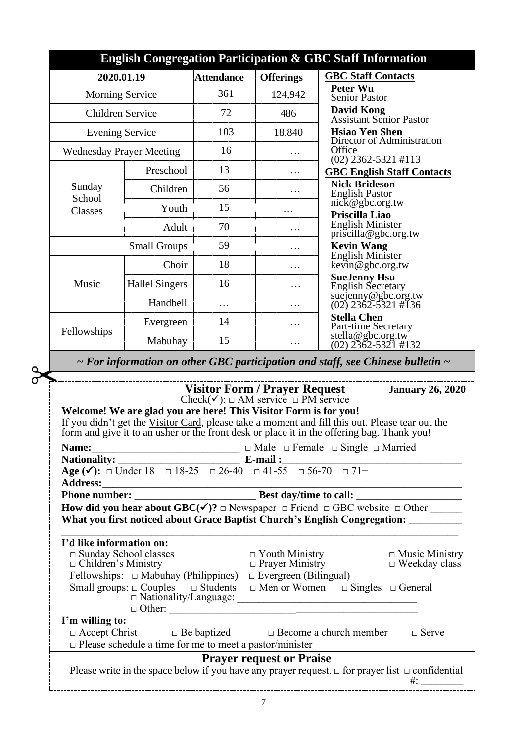## English Congregation Participation & GBC Staff Information

| 2020.01.19 | | Attendance | Offerings |
|---|---|---|---|
| Morning Service | | 361 | 124,942 |
| Children Service | | 72 | 486 |
| Evening Service | | 103 | 18,840 |
| Wednesday Prayer Meeting | | 16 | … |
| Sunday School Classes | Preschool | 13 | … |
| | Children | 56 | … |
| | Youth | 15 | … |
| | Adult | 70 | … |
| Small Groups | | 59 | … |
| Music | Choir | 18 | … |
| | Hallel Singers | 16 | … |
| | Handbell | … | … |
| Fellowships | Evergreen | 14 | … |
| | Mabuhay | 15 | … |

**GBC Staff Contacts**

**Peter Wu**
Senior Pastor

**David Kong**
Assistant Senior Pastor

**Hsiao Yen Shen**
Director of Administration Office
(02) 2362-5321 #113

**GBC English Staff Contacts**

**Nick Brideson**
English Pastor
nick@gbc.org.tw

**Priscilla Liao**
English Minister
priscilla@gbc.org.tw

**Kevin Wang**
English Minister
kevin@gbc.org.tw

**SueJenny Hsu**
English Secretary
suejenny@gbc.org.tw
(02) 2362-5321 #136

**Stella Chen**
Part-time Secretary
stella@gbc.org.tw
(02) 2362-5321 #132

***~ For information on other GBC participation and staff, see Chinese bulletin ~***

---

### Visitor Form / Prayer Request

**January 26, 2020**

Check(✓): □ AM service □ PM service

**Welcome! We are glad you are here! This Visitor Form is for you!**

If you didn't get the Visitor Card, please take a moment and fill this out. Please tear out the form and give it to an usher or the front desk or place it in the offering bag. Thank you!

**Name:**____________________________ □ Male □ Female □ Single □ Married

**Nationality:** ________________________ **E-mail :**________________________________

**Age (✓):** □ Under 18 □ 18-25 □ 26-40 □ 41-55 □ 56-70 □ 71+

**Address:**______________________________________________________________________

**Phone number:** _______________________ **Best day/time to call:** ___________________

**How did you hear about GBC(✓)?** □ Newspaper □ Friend □ GBC website □ Other ______

**What you first noticed about Grace Baptist Church's English Congregation:** __________

_____________________________________________________________________________

**I'd like information on:**

□ Sunday School classes □ Youth Ministry □ Music Ministry
□ Children's Ministry □ Prayer Ministry □ Weekday class
Fellowships: □ Mabuhay (Philippines) □ Evergreen (Bilingual)
Small groups: □ Couples □ Students □ Men or Women □ Singles □ General
□ Nationality/Language: ________________________________
□ Other: ______________________________________________

**I'm willing to:**

□ Accept Christ □ Be baptized □ Become a church member □ Serve
□ Please schedule a time for me to meet a pastor/minister

### Prayer request or Praise

Please write in the space below if you have any prayer request. □ for prayer list □ confidential

#: ________